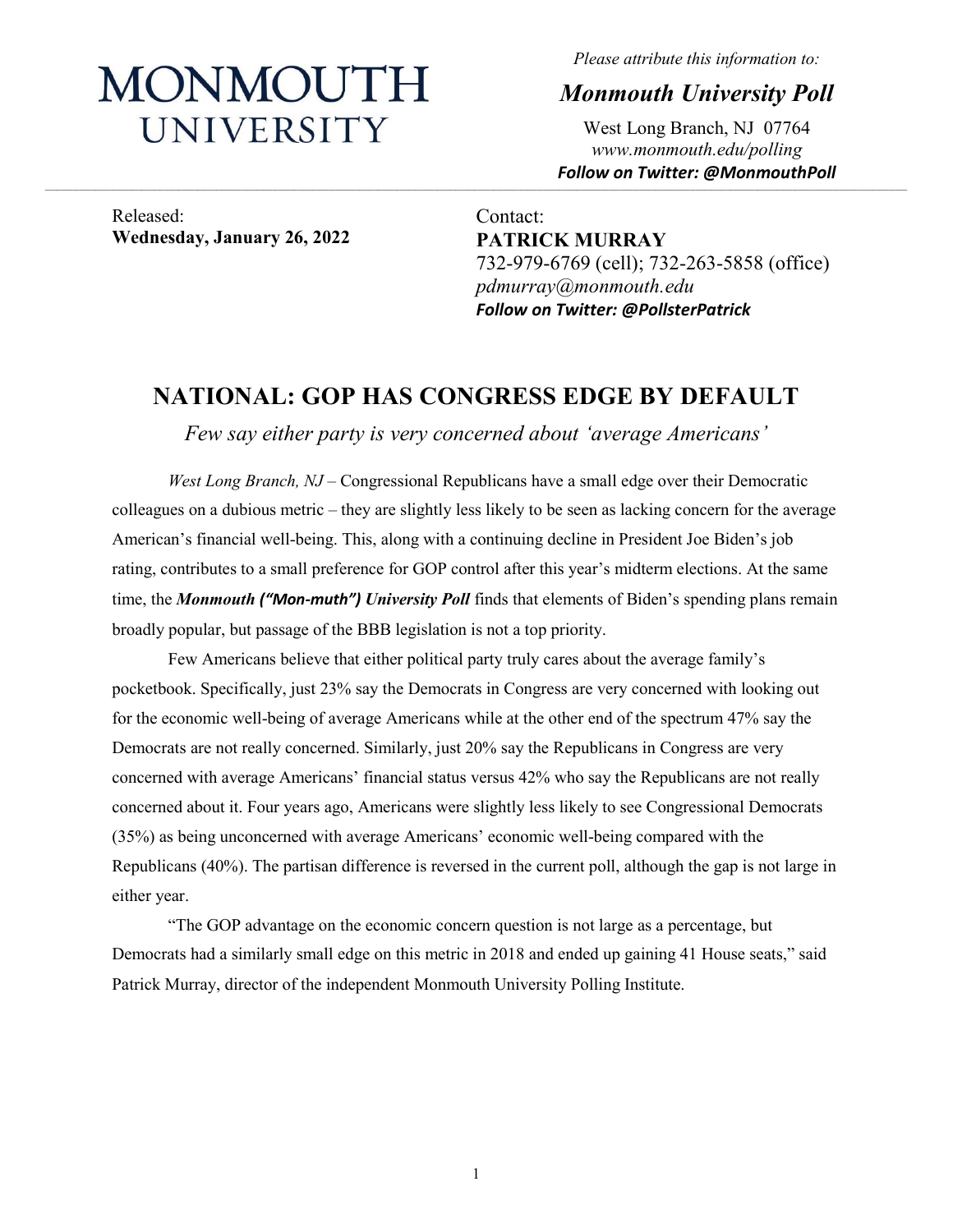# MONMOUTH UNIVERSITY

*Please attribute this information to:*

***Monmouth University Poll***

West Long Branch, NJ 07764
*www.monmouth.edu/polling*
***Follow on Twitter: @MonmouthPoll***

---

Released:
**Wednesday, January 26, 2022**

Contact:
**PATRICK MURRAY**
732-979-6769 (cell); 732-263-5858 (office)
*pdmurray@monmouth.edu*
***Follow on Twitter: @PollsterPatrick***

## NATIONAL: GOP HAS CONGRESS EDGE BY DEFAULT

*Few say either party is very concerned about 'average Americans'*

*West Long Branch, NJ* – Congressional Republicans have a small edge over their Democratic colleagues on a dubious metric – they are slightly less likely to be seen as lacking concern for the average American's financial well-being. This, along with a continuing decline in President Joe Biden's job rating, contributes to a small preference for GOP control after this year's midterm elections. At the same time, the ***Monmouth ("Mon-muth") University Poll*** finds that elements of Biden's spending plans remain broadly popular, but passage of the BBB legislation is not a top priority.

Few Americans believe that either political party truly cares about the average family's pocketbook. Specifically, just 23% say the Democrats in Congress are very concerned with looking out for the economic well-being of average Americans while at the other end of the spectrum 47% say the Democrats are not really concerned. Similarly, just 20% say the Republicans in Congress are very concerned with average Americans' financial status versus 42% who say the Republicans are not really concerned about it. Four years ago, Americans were slightly less likely to see Congressional Democrats (35%) as being unconcerned with average Americans' economic well-being compared with the Republicans (40%). The partisan difference is reversed in the current poll, although the gap is not large in either year.

"The GOP advantage on the economic concern question is not large as a percentage, but Democrats had a similarly small edge on this metric in 2018 and ended up gaining 41 House seats," said Patrick Murray, director of the independent Monmouth University Polling Institute.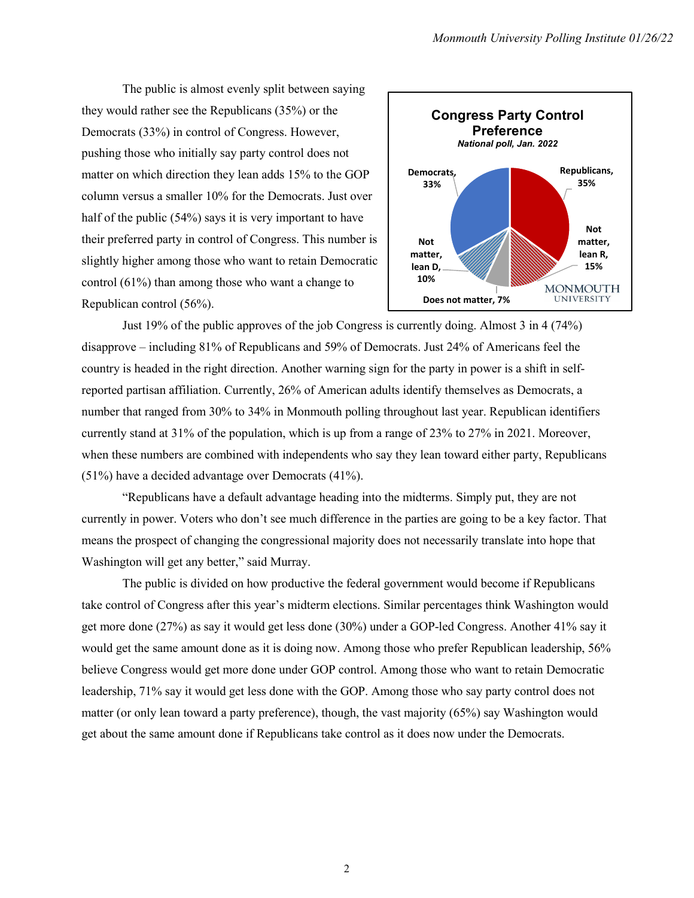The public is almost evenly split between saying they would rather see the Republicans (35%) or the Democrats (33%) in control of Congress. However, pushing those who initially say party control does not matter on which direction they lean adds 15% to the GOP column versus a smaller 10% for the Democrats. Just over half of the public (54%) says it is very important to have their preferred party in control of Congress. This number is slightly higher among those who want to retain Democratic control (61%) than among those who want a change to Republican control (56%).

**Congress Party Control Preference**
*National poll, Jan. 2022*

Democrats, 33%
Republicans, 35%
Not matter, lean R, 15%
Not matter, lean D, 10%
Does not matter, 7%

Just 19% of the public approves of the job Congress is currently doing. Almost 3 in 4 (74%) disapprove – including 81% of Republicans and 59% of Democrats. Just 24% of Americans feel the country is headed in the right direction. Another warning sign for the party in power is a shift in self-reported partisan affiliation. Currently, 26% of American adults identify themselves as Democrats, a number that ranged from 30% to 34% in Monmouth polling throughout last year. Republican identifiers currently stand at 31% of the population, which is up from a range of 23% to 27% in 2021. Moreover, when these numbers are combined with independents who say they lean toward either party, Republicans (51%) have a decided advantage over Democrats (41%).

"Republicans have a default advantage heading into the midterms. Simply put, they are not currently in power. Voters who don't see much difference in the parties are going to be a key factor. That means the prospect of changing the congressional majority does not necessarily translate into hope that Washington will get any better," said Murray.

The public is divided on how productive the federal government would become if Republicans take control of Congress after this year's midterm elections. Similar percentages think Washington would get more done (27%) as say it would get less done (30%) under a GOP-led Congress. Another 41% say it would get the same amount done as it is doing now. Among those who prefer Republican leadership, 56% believe Congress would get more done under GOP control. Among those who want to retain Democratic leadership, 71% say it would get less done with the GOP. Among those who say party control does not matter (or only lean toward a party preference), though, the vast majority (65%) say Washington would get about the same amount done if Republicans take control as it does now under the Democrats.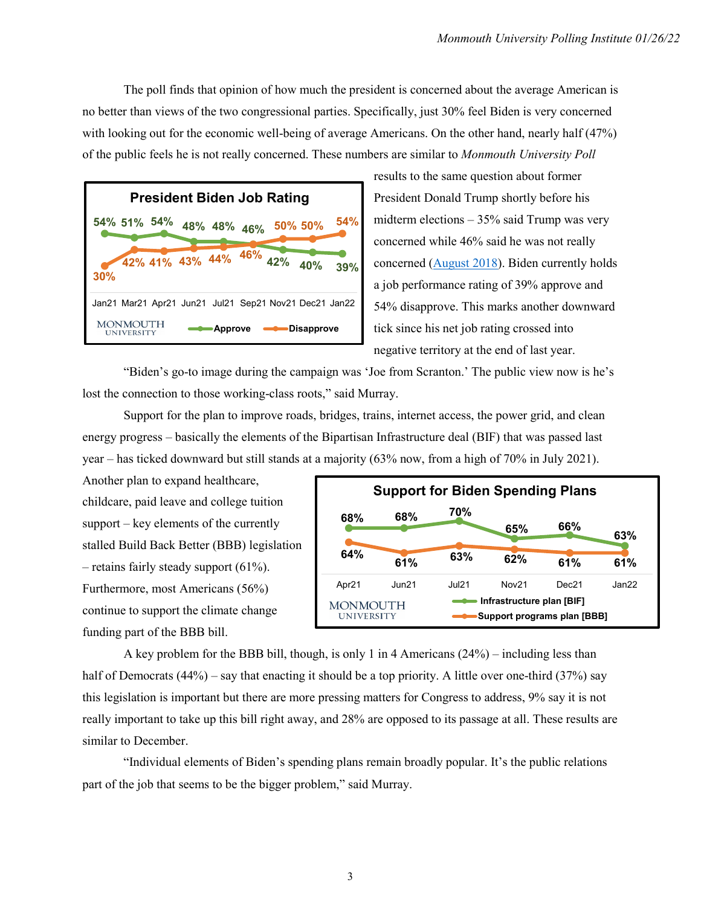The poll finds that opinion of how much the president is concerned about the average American is no better than views of the two congressional parties. Specifically, just 30% feel Biden is very concerned with looking out for the economic well-being of average Americans. On the other hand, nearly half (47%) of the public feels he is not really concerned. These numbers are similar to *Monmouth University Poll* results to the same question about former President Donald Trump shortly before his midterm elections – 35% said Trump was very concerned while 46% said he was not really concerned (August 2018). Biden currently holds a job performance rating of 39% approve and 54% disapprove. This marks another downward tick since his net job rating crossed into negative territory at the end of last year.

**President Biden Job Rating**

| | Jan21 | Mar21 | Apr21 | Jun21 | Jul21 | Sep21 | Nov21 | Dec21 | Jan22 |
|---|---|---|---|---|---|---|---|---|---|
| Approve | 54% | 51% | 54% | 48% | 48% | 46% | 42% | 40% | 39% |
| Disapprove | 30% | 42% | 41% | 43% | 44% | 46% | 50% | 50% | 54% |

"Biden's go-to image during the campaign was 'Joe from Scranton.' The public view now is he's lost the connection to those working-class roots," said Murray.

Support for the plan to improve roads, bridges, trains, internet access, the power grid, and clean energy progress – basically the elements of the Bipartisan Infrastructure deal (BIF) that was passed last year – has ticked downward but still stands at a majority (63% now, from a high of 70% in July 2021). Another plan to expand healthcare, childcare, paid leave and college tuition support – key elements of the currently stalled Build Back Better (BBB) legislation – retains fairly steady support (61%). Furthermore, most Americans (56%) continue to support the climate change funding part of the BBB bill.

**Support for Biden Spending Plans**

| | Apr21 | Jun21 | Jul21 | Nov21 | Dec21 | Jan22 |
|---|---|---|---|---|---|---|
| Infrastructure plan [BIF] | 68% | 68% | 70% | 65% | 66% | 63% |
| Support programs plan [BBB] | 64% | 61% | 63% | 62% | 61% | 61% |

A key problem for the BBB bill, though, is only 1 in 4 Americans (24%) – including less than half of Democrats (44%) – say that enacting it should be a top priority. A little over one-third (37%) say this legislation is important but there are more pressing matters for Congress to address, 9% say it is not really important to take up this bill right away, and 28% are opposed to its passage at all. These results are similar to December.

"Individual elements of Biden's spending plans remain broadly popular. It's the public relations part of the job that seems to be the bigger problem," said Murray.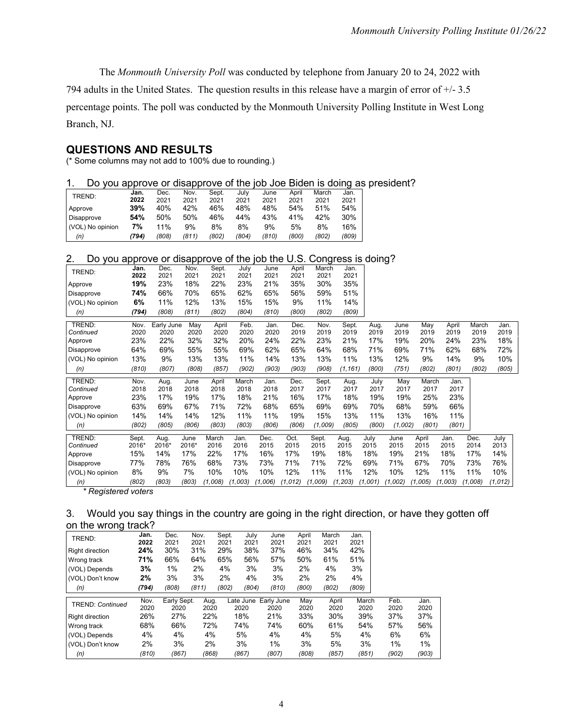The *Monmouth University Poll* was conducted by telephone from January 20 to 24, 2022 with 794 adults in the United States. The question results in this release have a margin of error of +/- 3.5 percentage points. The poll was conducted by the Monmouth University Polling Institute in West Long Branch, NJ.

## QUESTIONS AND RESULTS

(* Some columns may not add to 100% due to rounding.)

1. Do you approve or disapprove of the job Joe Biden is doing as president?

| TREND: | **Jan. 2022** | Dec. 2021 | Nov. 2021 | Sept. 2021 | July 2021 | June 2021 | April 2021 | March 2021 | Jan. 2021 |
|---|---|---|---|---|---|---|---|---|---|
| Approve | **39%** | 40% | 42% | 46% | 48% | 48% | 54% | 51% | 54% |
| Disapprove | **54%** | 50% | 50% | 46% | 44% | 43% | 41% | 42% | 30% |
| (VOL) No opinion | **7%** | 11% | 9% | 8% | 8% | 9% | 5% | 8% | 16% |
| *(n)* | ***(794)*** | *(808)* | *(811)* | *(802)* | *(804)* | *(810)* | *(800)* | *(802)* | *(809)* |

2. Do you approve or disapprove of the job the U.S. Congress is doing?

| TREND: | **Jan. 2022** | Dec. 2021 | Nov. 2021 | Sept. 2021 | July 2021 | June 2021 | April 2021 | March 2021 | Jan. 2021 |
|---|---|---|---|---|---|---|---|---|---|
| Approve | **19%** | 23% | 18% | 22% | 23% | 21% | 35% | 30% | 35% |
| Disapprove | **74%** | 66% | 70% | 65% | 62% | 65% | 56% | 59% | 51% |
| (VOL) No opinion | **6%** | 11% | 12% | 13% | 15% | 15% | 9% | 11% | 14% |
| *(n)* | ***(794)*** | *(808)* | *(811)* | *(802)* | *(804)* | *(810)* | *(800)* | *(802)* | *(809)* |

| TREND: *Continued* | Nov. 2020 | Early June 2020 | May 2020 | April 2020 | Feb. 2020 | Jan. 2020 | Dec. 2019 | Nov. 2019 | Sept. 2019 | Aug. 2019 | June 2019 | May 2019 | April 2019 | March 2019 | Jan. 2019 |
|---|---|---|---|---|---|---|---|---|---|---|---|---|---|---|---|
| Approve | 23% | 22% | 32% | 32% | 20% | 24% | 22% | 23% | 21% | 17% | 19% | 20% | 24% | 23% | 18% |
| Disapprove | 64% | 69% | 55% | 55% | 69% | 62% | 65% | 64% | 68% | 71% | 69% | 71% | 62% | 68% | 72% |
| (VOL) No opinion | 13% | 9% | 13% | 13% | 11% | 14% | 13% | 13% | 11% | 13% | 12% | 9% | 14% | 9% | 10% |
| *(n)* | *(810)* | *(807)* | *(808)* | *(857)* | *(902)* | *(903)* | *(903)* | *(908)* | *(1,161)* | *(800)* | *(751)* | *(802)* | *(801)* | *(802)* | *(805)* |

| TREND: *Continued* | Nov. 2018 | Aug. 2018 | June 2018 | April 2018 | March 2018 | Jan. 2018 | Dec. 2017 | Sept. 2017 | Aug. 2017 | July 2017 | May 2017 | March 2017 | Jan. 2017 |
|---|---|---|---|---|---|---|---|---|---|---|---|---|---|
| Approve | 23% | 17% | 19% | 17% | 18% | 21% | 16% | 17% | 18% | 19% | 19% | 25% | 23% |
| Disapprove | 63% | 69% | 67% | 71% | 72% | 68% | 65% | 69% | 69% | 70% | 68% | 59% | 66% |
| (VOL) No opinion | 14% | 14% | 14% | 12% | 11% | 11% | 19% | 15% | 13% | 11% | 13% | 16% | 11% |
| *(n)* | *(802)* | *(805)* | *(806)* | *(803)* | *(803)* | *(806)* | *(806)* | *(1,009)* | *(805)* | *(800)* | *(1,002)* | *(801)* | *(801)* |

| TREND: *Continued* | Sept. 2016* | Aug. 2016* | June 2016* | March 2016 | Jan. 2016 | Dec. 2015 | Oct. 2015 | Sept. 2015 | Aug. 2015 | July 2015 | June 2015 | April 2015 | Jan. 2015 | Dec. 2014 | July 2013 |
|---|---|---|---|---|---|---|---|---|---|---|---|---|---|---|---|
| Approve | 15% | 14% | 17% | 22% | 17% | 16% | 17% | 19% | 18% | 18% | 19% | 21% | 18% | 17% | 14% |
| Disapprove | 77% | 78% | 76% | 68% | 73% | 73% | 71% | 71% | 72% | 69% | 71% | 67% | 70% | 73% | 76% |
| (VOL) No opinion | 8% | 9% | 7% | 10% | 10% | 10% | 12% | 11% | 11% | 12% | 10% | 12% | 11% | 11% | 10% |
| *(n)* | *(802)* | *(803)* | *(803)* | *(1,008)* | *(1,003)* | *(1,006)* | *(1,012)* | *(1,009)* | *(1,203)* | *(1,001)* | *(1,002)* | *(1,005)* | *(1,003)* | *(1,008)* | *(1,012)* |

*\* Registered voters*

3. Would you say things in the country are going in the right direction, or have they gotten off on the wrong track?

| TREND: | **Jan. 2022** | Dec. 2021 | Nov. 2021 | Sept. 2021 | July 2021 | June 2021 | April 2021 | March 2021 | Jan. 2021 |
|---|---|---|---|---|---|---|---|---|---|
| Right direction | **24%** | 30% | 31% | 29% | 38% | 37% | 46% | 34% | 42% |
| Wrong track | **71%** | 66% | 64% | 65% | 56% | 57% | 50% | 61% | 51% |
| (VOL) Depends | **3%** | 1% | 2% | 4% | 3% | 3% | 2% | 4% | 3% |
| (VOL) Don't know | **2%** | 3% | 3% | 2% | 4% | 3% | 2% | 2% | 4% |
| *(n)* | ***(794)*** | *(808)* | *(811)* | *(802)* | *(804)* | *(810)* | *(800)* | *(802)* | *(809)* |

| TREND: *Continued* | Nov. 2020 | Early Sept. 2020 | Aug. 2020 | Late June 2020 | Early June 2020 | May 2020 | April 2020 | March 2020 | Feb. 2020 | Jan. 2020 |
|---|---|---|---|---|---|---|---|---|---|---|
| Right direction | 26% | 27% | 22% | 18% | 21% | 33% | 30% | 39% | 37% | 37% |
| Wrong track | 68% | 66% | 72% | 74% | 74% | 60% | 61% | 54% | 57% | 56% |
| (VOL) Depends | 4% | 4% | 4% | 5% | 4% | 4% | 5% | 4% | 6% | 6% |
| (VOL) Don't know | 2% | 3% | 2% | 3% | 1% | 3% | 5% | 3% | 1% | 1% |
| *(n)* | *(810)* | *(867)* | *(868)* | *(867)* | *(807)* | *(808)* | *(857)* | *(851)* | *(902)* | *(903)* |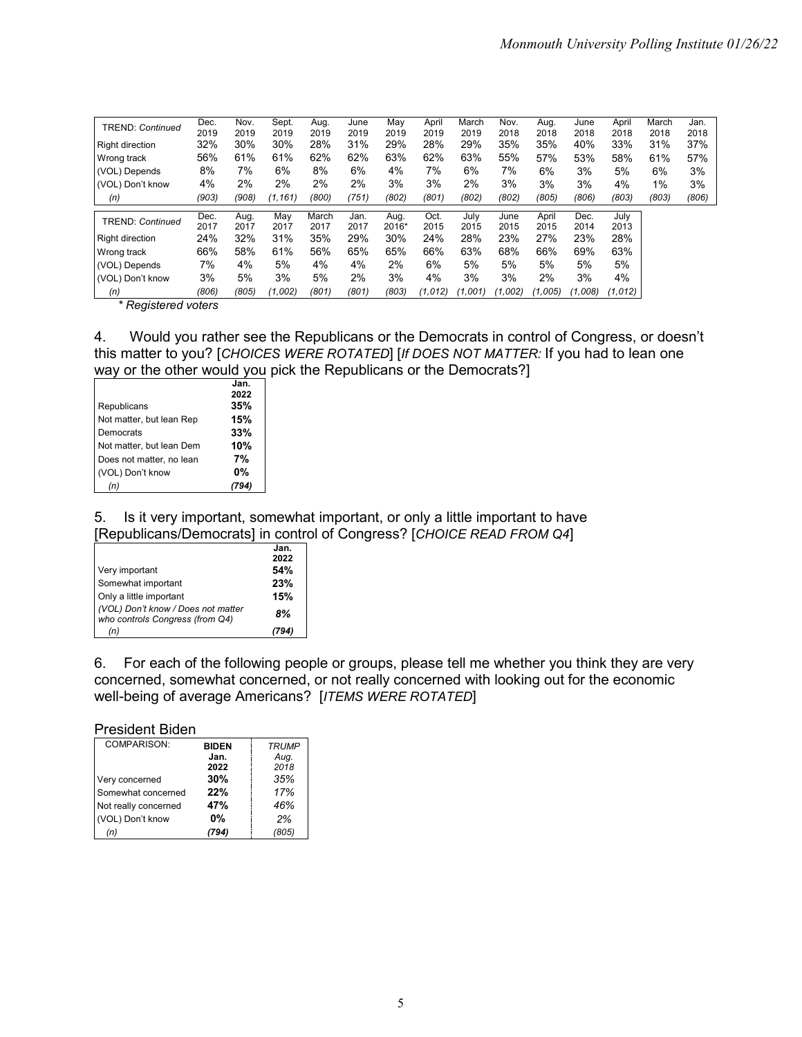| TREND: *Continued* | Dec. 2019 | Nov. 2019 | Sept. 2019 | Aug. 2019 | June 2019 | May 2019 | April 2019 | March 2019 | Nov. 2018 | Aug. 2018 | June 2018 | April 2018 | March 2018 | Jan. 2018 |
|---|---|---|---|---|---|---|---|---|---|---|---|---|---|---|
| Right direction | 32% | 30% | 30% | 28% | 31% | 29% | 28% | 29% | 35% | 35% | 40% | 33% | 31% | 37% |
| Wrong track | 56% | 61% | 61% | 62% | 62% | 63% | 62% | 63% | 55% | 57% | 53% | 58% | 61% | 57% |
| (VOL) Depends | 8% | 7% | 6% | 8% | 6% | 4% | 7% | 6% | 7% | 6% | 3% | 5% | 6% | 3% |
| (VOL) Don't know | 4% | 2% | 2% | 2% | 2% | 3% | 3% | 2% | 3% | 3% | 3% | 4% | 1% | 3% |
| *(n)* | *(903)* | *(908)* | *(1,161)* | *(800)* | *(751)* | *(802)* | *(801)* | *(802)* | *(802)* | *(805)* | *(806)* | *(803)* | *(803)* | *(806)* |

| TREND: *Continued* | Dec. 2017 | Aug. 2017 | May 2017 | March 2017 | Jan. 2017 | Aug. 2016* | Oct. 2015 | July 2015 | June 2015 | April 2015 | Dec. 2014 | July 2013 |
|---|---|---|---|---|---|---|---|---|---|---|---|---|
| Right direction | 24% | 32% | 31% | 35% | 29% | 30% | 24% | 28% | 23% | 27% | 23% | 28% |
| Wrong track | 66% | 58% | 61% | 56% | 65% | 65% | 66% | 63% | 68% | 66% | 69% | 63% |
| (VOL) Depends | 7% | 4% | 5% | 4% | 4% | 2% | 6% | 5% | 5% | 5% | 5% | 5% |
| (VOL) Don't know | 3% | 5% | 3% | 5% | 2% | 3% | 4% | 3% | 3% | 2% | 3% | 4% |
| *(n)* | *(806)* | *(805)* | *(1,002)* | *(801)* | *(801)* | *(803)* | *(1,012)* | *(1,001)* | *(1,002)* | *(1,005)* | *(1,008)* | *(1,012)* |

*\* Registered voters*

4. Would you rather see the Republicans or the Democrats in control of Congress, or doesn't this matter to you? [*CHOICES WERE ROTATED*] [*If DOES NOT MATTER:* If you had to lean one way or the other would you pick the Republicans or the Democrats?]

| | Jan. 2022 |
|---|---|
| Republicans | **35%** |
| Not matter, but lean Rep | **15%** |
| Democrats | **33%** |
| Not matter, but lean Dem | **10%** |
| Does not matter, no lean | **7%** |
| (VOL) Don't know | **0%** |
| *(n)* | ***(794)*** |

5. Is it very important, somewhat important, or only a little important to have [Republicans/Democrats] in control of Congress? [*CHOICE READ FROM Q4*]

| | Jan. 2022 |
|---|---|
| Very important | **54%** |
| Somewhat important | **23%** |
| Only a little important | **15%** |
| *(VOL) Don't know / Does not matter who controls Congress (from Q4)* | ***8%*** |
| *(n)* | ***(794)*** |

6. For each of the following people or groups, please tell me whether you think they are very concerned, somewhat concerned, or not really concerned with looking out for the economic well-being of average Americans? [*ITEMS WERE ROTATED*]

President Biden

| COMPARISON: | BIDEN Jan. 2022 | *TRUMP Aug. 2018* |
|---|---|---|
| Very concerned | **30%** | *35%* |
| Somewhat concerned | **22%** | *17%* |
| Not really concerned | **47%** | *46%* |
| (VOL) Don't know | **0%** | *2%* |
| *(n)* | ***(794)*** | *(805)* |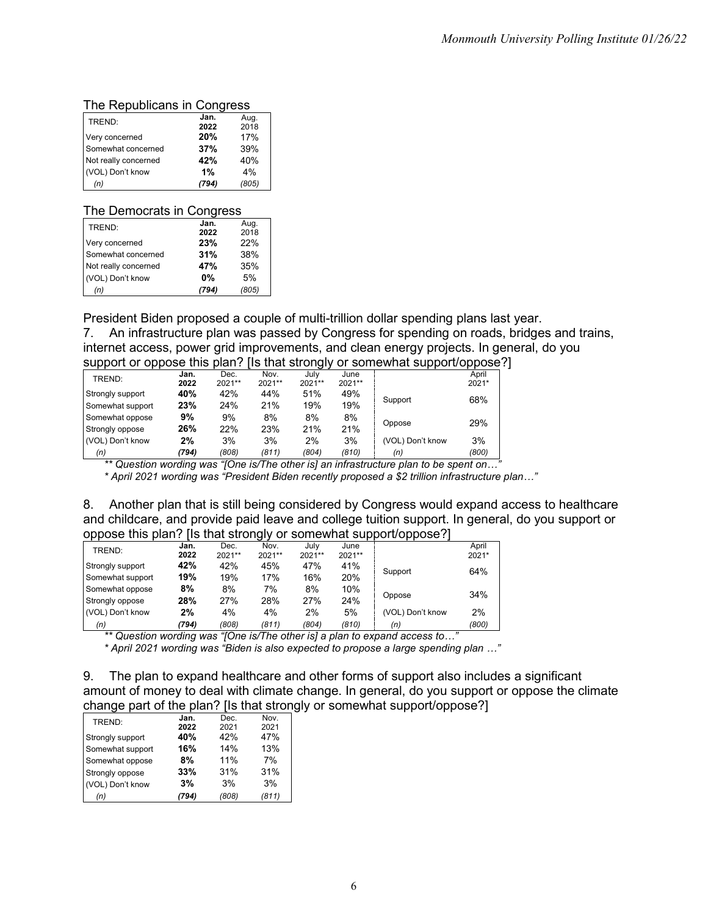The Republicans in Congress

| TREND: | Jan. 2022 | Aug. 2018 |
|---|---|---|
| Very concerned | **20%** | 17% |
| Somewhat concerned | **37%** | 39% |
| Not really concerned | **42%** | 40% |
| (VOL) Don't know | **1%** | 4% |
| *(n)* | ***(794)*** | *(805)* |

The Democrats in Congress

| TREND: | Jan. 2022 | Aug. 2018 |
|---|---|---|
| Very concerned | **23%** | 22% |
| Somewhat concerned | **31%** | 38% |
| Not really concerned | **47%** | 35% |
| (VOL) Don't know | **0%** | 5% |
| *(n)* | ***(794)*** | *(805)* |

President Biden proposed a couple of multi-trillion dollar spending plans last year.

7. An infrastructure plan was passed by Congress for spending on roads, bridges and trains, internet access, power grid improvements, and clean energy projects. In general, do you support or oppose this plan? [Is that strongly or somewhat support/oppose?]

| TREND: | Jan. 2022 | Dec. 2021** | Nov. 2021** | July 2021** | June 2021** | | April 2021* |
|---|---|---|---|---|---|---|---|
| Strongly support | **40%** | 42% | 44% | 51% | 49% | Support | 68% |
| Somewhat support | **23%** | 24% | 21% | 19% | 19% | | |
| Somewhat oppose | **9%** | 9% | 8% | 8% | 8% | Oppose | 29% |
| Strongly oppose | **26%** | 22% | 23% | 21% | 21% | | |
| (VOL) Don't know | **2%** | 3% | 3% | 2% | 3% | (VOL) Don't know | 3% |
| *(n)* | ***(794)*** | *(808)* | *(811)* | *(804)* | *(810)* | *(n)* | *(800)* |

*\*\* Question wording was "[One is/The other is] an infrastructure plan to be spent on…"*

*\* April 2021 wording was "President Biden recently proposed a $2 trillion infrastructure plan…"*

8. Another plan that is still being considered by Congress would expand access to healthcare and childcare, and provide paid leave and college tuition support. In general, do you support or oppose this plan? [Is that strongly or somewhat support/oppose?]

| TREND: | Jan. 2022 | Dec. 2021** | Nov. 2021** | July 2021** | June 2021** | | April 2021* |
|---|---|---|---|---|---|---|---|
| Strongly support | **42%** | 42% | 45% | 47% | 41% | Support | 64% |
| Somewhat support | **19%** | 19% | 17% | 16% | 20% | | |
| Somewhat oppose | **8%** | 8% | 7% | 8% | 10% | Oppose | 34% |
| Strongly oppose | **28%** | 27% | 28% | 27% | 24% | | |
| (VOL) Don't know | **2%** | 4% | 4% | 2% | 5% | (VOL) Don't know | 2% |
| *(n)* | ***(794)*** | *(808)* | *(811)* | *(804)* | *(810)* | *(n)* | *(800)* |

*\*\* Question wording was "[One is/The other is] a plan to expand access to…"*

*\* April 2021 wording was "Biden is also expected to propose a large spending plan …"*

9. The plan to expand healthcare and other forms of support also includes a significant amount of money to deal with climate change. In general, do you support or oppose the climate change part of the plan? [Is that strongly or somewhat support/oppose?]

| TREND: | Jan. 2022 | Dec. 2021 | Nov. 2021 |
|---|---|---|---|
| Strongly support | **40%** | 42% | 47% |
| Somewhat support | **16%** | 14% | 13% |
| Somewhat oppose | **8%** | 11% | 7% |
| Strongly oppose | **33%** | 31% | 31% |
| (VOL) Don't know | **3%** | 3% | 3% |
| *(n)* | ***(794)*** | *(808)* | *(811)* |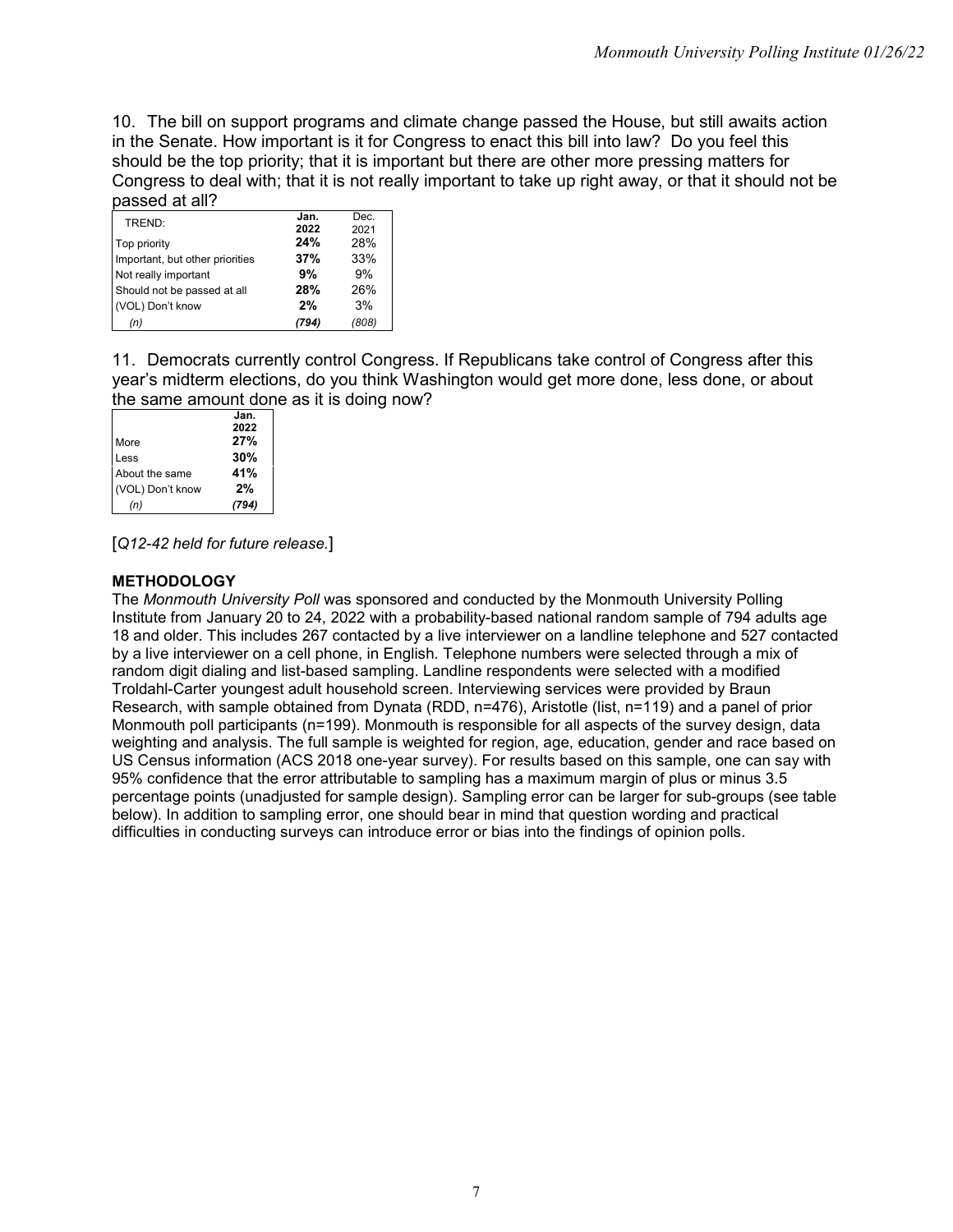10. The bill on support programs and climate change passed the House, but still awaits action in the Senate. How important is it for Congress to enact this bill into law? Do you feel this should be the top priority; that it is important but there are other more pressing matters for Congress to deal with; that it is not really important to take up right away, or that it should not be passed at all?

| TREND: | **Jan. 2022** | Dec. 2021 |
|---|---|---|
| Top priority | **24%** | 28% |
| Important, but other priorities | **37%** | 33% |
| Not really important | **9%** | 9% |
| Should not be passed at all | **28%** | 26% |
| (VOL) Don't know | **2%** | 3% |
| *(n)* | ***(794)*** | *(808)* |

11. Democrats currently control Congress. If Republicans take control of Congress after this year's midterm elections, do you think Washington would get more done, less done, or about the same amount done as it is doing now?

| | **Jan. 2022** |
|---|---|
| More | **27%** |
| Less | **30%** |
| About the same | **41%** |
| (VOL) Don't know | **2%** |
| *(n)* | ***(794)*** |

[*Q12-42 held for future release.*]

**METHODOLOGY**

The *Monmouth University Poll* was sponsored and conducted by the Monmouth University Polling Institute from January 20 to 24, 2022 with a probability-based national random sample of 794 adults age 18 and older. This includes 267 contacted by a live interviewer on a landline telephone and 527 contacted by a live interviewer on a cell phone, in English. Telephone numbers were selected through a mix of random digit dialing and list-based sampling. Landline respondents were selected with a modified Troldahl-Carter youngest adult household screen. Interviewing services were provided by Braun Research, with sample obtained from Dynata (RDD, n=476), Aristotle (list, n=119) and a panel of prior Monmouth poll participants (n=199). Monmouth is responsible for all aspects of the survey design, data weighting and analysis. The full sample is weighted for region, age, education, gender and race based on US Census information (ACS 2018 one-year survey). For results based on this sample, one can say with 95% confidence that the error attributable to sampling has a maximum margin of plus or minus 3.5 percentage points (unadjusted for sample design). Sampling error can be larger for sub-groups (see table below). In addition to sampling error, one should bear in mind that question wording and practical difficulties in conducting surveys can introduce error or bias into the findings of opinion polls.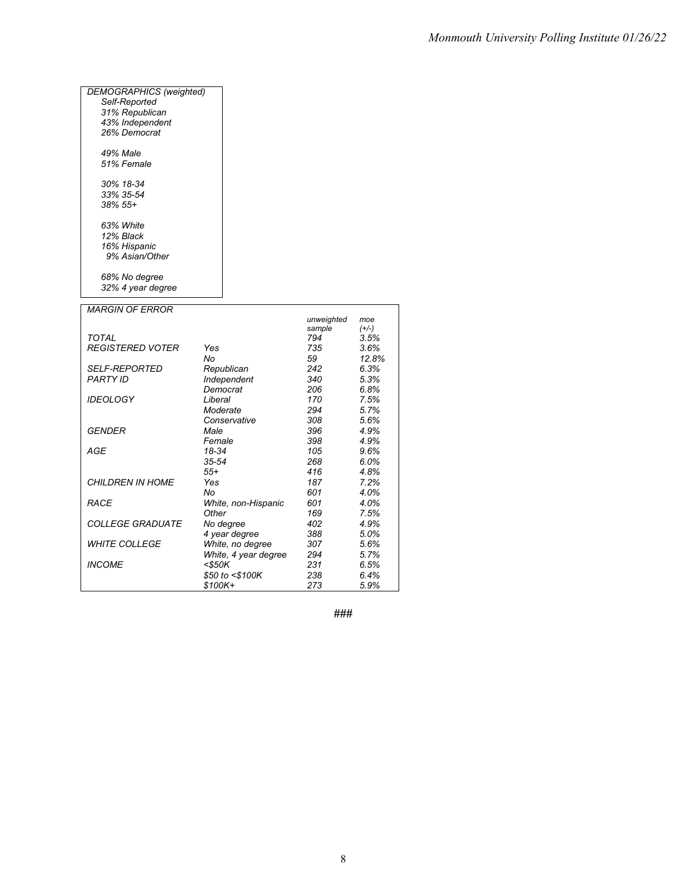*DEMOGRAPHICS (weighted)*

*Self-Reported*
*31% Republican*
*43% Independent*
*26% Democrat*

*49% Male*
*51% Female*

*30% 18-34*
*33% 35-54*
*38% 55+*

*63% White*
*12% Black*
*16% Hispanic*
*9% Asian/Other*

*68% No degree*
*32% 4 year degree*

*MARGIN OF ERROR*

| | | unweighted sample | moe (+/-) |
|---|---|---|---|
| TOTAL | | 794 | 3.5% |
| REGISTERED VOTER | Yes | 735 | 3.6% |
| | No | 59 | 12.8% |
| SELF-REPORTED PARTY ID | Republican | 242 | 6.3% |
| | Independent | 340 | 5.3% |
| | Democrat | 206 | 6.8% |
| IDEOLOGY | Liberal | 170 | 7.5% |
| | Moderate | 294 | 5.7% |
| | Conservative | 308 | 5.6% |
| GENDER | Male | 396 | 4.9% |
| | Female | 398 | 4.9% |
| AGE | 18-34 | 105 | 9.6% |
| | 35-54 | 268 | 6.0% |
| | 55+ | 416 | 4.8% |
| CHILDREN IN HOME | Yes | 187 | 7.2% |
| | No | 601 | 4.0% |
| RACE | White, non-Hispanic | 601 | 4.0% |
| | Other | 169 | 7.5% |
| COLLEGE GRADUATE | No degree | 402 | 4.9% |
| | 4 year degree | 388 | 5.0% |
| WHITE COLLEGE | White, no degree | 307 | 5.6% |
| | White, 4 year degree | 294 | 5.7% |
| INCOME | <$50K | 231 | 6.5% |
| | $50 to <$100K | 238 | 6.4% |
| | $100K+ | 273 | 5.9% |

###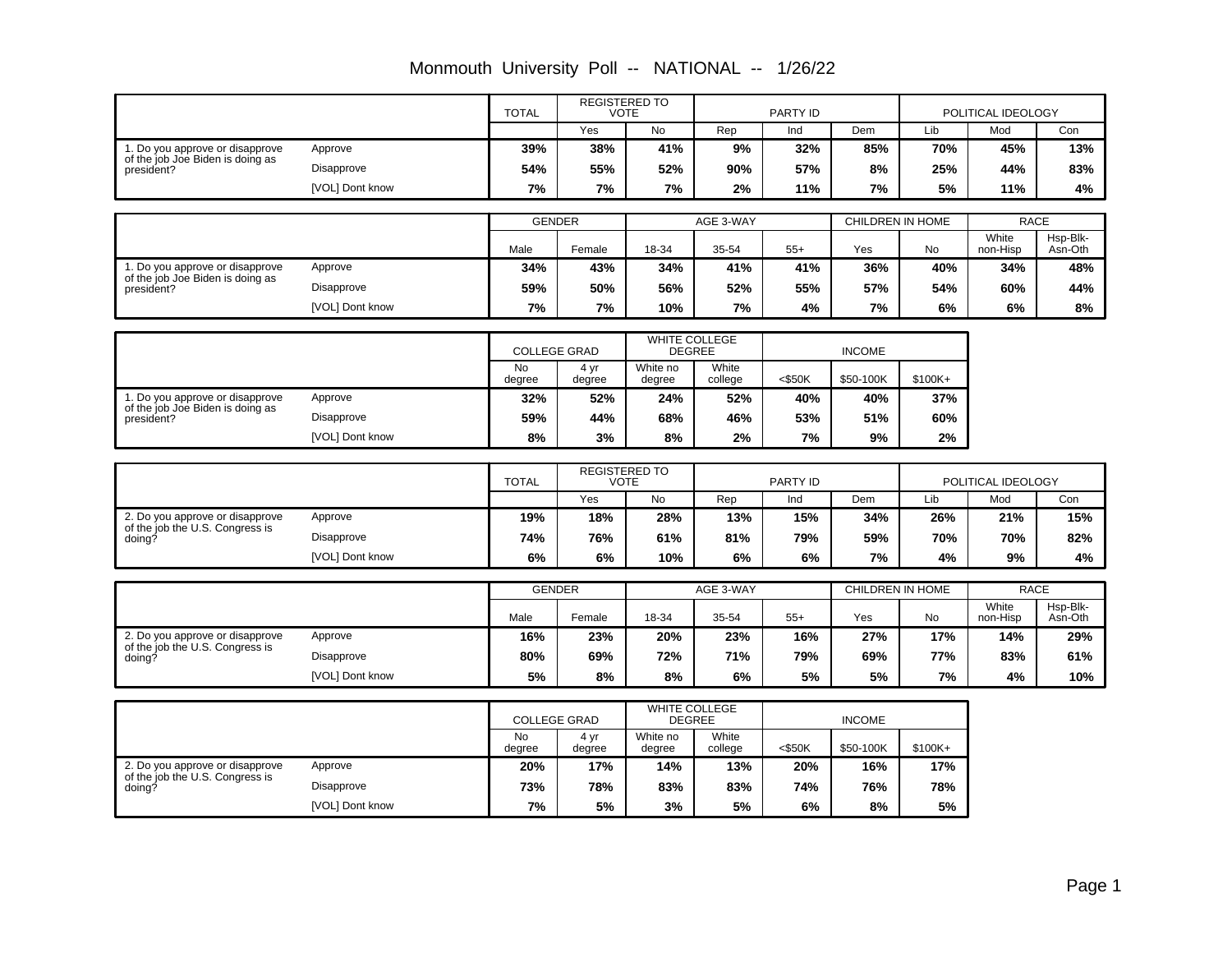# Monmouth University Poll -- NATIONAL -- 1/26/22

| | | TOTAL | REGISTERED TO VOTE | | PARTY ID | | | POLITICAL IDEOLOGY | | |
|---|---|---|---|---|---|---|---|---|---|---|
| | | | Yes | No | Rep | Ind | Dem | Lib | Mod | Con |
| 1. Do you approve or disapprove of the job Joe Biden is doing as president? | Approve | **39%** | **38%** | **41%** | **9%** | **32%** | **85%** | **70%** | **45%** | **13%** |
| | Disapprove | **54%** | **55%** | **52%** | **90%** | **57%** | **8%** | **25%** | **44%** | **83%** |
| | [VOL] Dont know | **7%** | **7%** | **7%** | **2%** | **11%** | **7%** | **5%** | **11%** | **4%** |

| | | GENDER | | AGE 3-WAY | | | CHILDREN IN HOME | | RACE | |
|---|---|---|---|---|---|---|---|---|---|---|
| | | Male | Female | 18-34 | 35-54 | 55+ | Yes | No | White non-Hisp | Hsp-Blk-Asn-Oth |
| 1. Do you approve or disapprove of the job Joe Biden is doing as president? | Approve | **34%** | **43%** | **34%** | **41%** | **41%** | **36%** | **40%** | **34%** | **48%** |
| | Disapprove | **59%** | **50%** | **56%** | **52%** | **55%** | **57%** | **54%** | **60%** | **44%** |
| | [VOL] Dont know | **7%** | **7%** | **10%** | **7%** | **4%** | **7%** | **6%** | **6%** | **8%** |

| | | COLLEGE GRAD | | WHITE COLLEGE DEGREE | | INCOME | | |
|---|---|---|---|---|---|---|---|---|
| | | No degree | 4 yr degree | White no degree | White college | <$50K | $50-100K | $100K+ |
| 1. Do you approve or disapprove of the job Joe Biden is doing as president? | Approve | **32%** | **52%** | **24%** | **52%** | **40%** | **40%** | **37%** |
| | Disapprove | **59%** | **44%** | **68%** | **46%** | **53%** | **51%** | **60%** |
| | [VOL] Dont know | **8%** | **3%** | **8%** | **2%** | **7%** | **9%** | **2%** |

| | | TOTAL | REGISTERED TO VOTE | | PARTY ID | | | POLITICAL IDEOLOGY | | |
|---|---|---|---|---|---|---|---|---|---|---|
| | | | Yes | No | Rep | Ind | Dem | Lib | Mod | Con |
| 2. Do you approve or disapprove of the job the U.S. Congress is doing? | Approve | **19%** | **18%** | **28%** | **13%** | **15%** | **34%** | **26%** | **21%** | **15%** |
| | Disapprove | **74%** | **76%** | **61%** | **81%** | **79%** | **59%** | **70%** | **70%** | **82%** |
| | [VOL] Dont know | **6%** | **6%** | **10%** | **6%** | **6%** | **7%** | **4%** | **9%** | **4%** |

| | | GENDER | | AGE 3-WAY | | | CHILDREN IN HOME | | RACE | |
|---|---|---|---|---|---|---|---|---|---|---|
| | | Male | Female | 18-34 | 35-54 | 55+ | Yes | No | White non-Hisp | Hsp-Blk-Asn-Oth |
| 2. Do you approve or disapprove of the job the U.S. Congress is doing? | Approve | **16%** | **23%** | **20%** | **23%** | **16%** | **27%** | **17%** | **14%** | **29%** |
| | Disapprove | **80%** | **69%** | **72%** | **71%** | **79%** | **69%** | **77%** | **83%** | **61%** |
| | [VOL] Dont know | **5%** | **8%** | **8%** | **6%** | **5%** | **5%** | **7%** | **4%** | **10%** |

| | | COLLEGE GRAD | | WHITE COLLEGE DEGREE | | INCOME | | |
|---|---|---|---|---|---|---|---|---|
| | | No degree | 4 yr degree | White no degree | White college | <$50K | $50-100K | $100K+ |
| 2. Do you approve or disapprove of the job the U.S. Congress is doing? | Approve | **20%** | **17%** | **14%** | **13%** | **20%** | **16%** | **17%** |
| | Disapprove | **73%** | **78%** | **83%** | **83%** | **74%** | **76%** | **78%** |
| | [VOL] Dont know | **7%** | **5%** | **3%** | **5%** | **6%** | **8%** | **5%** |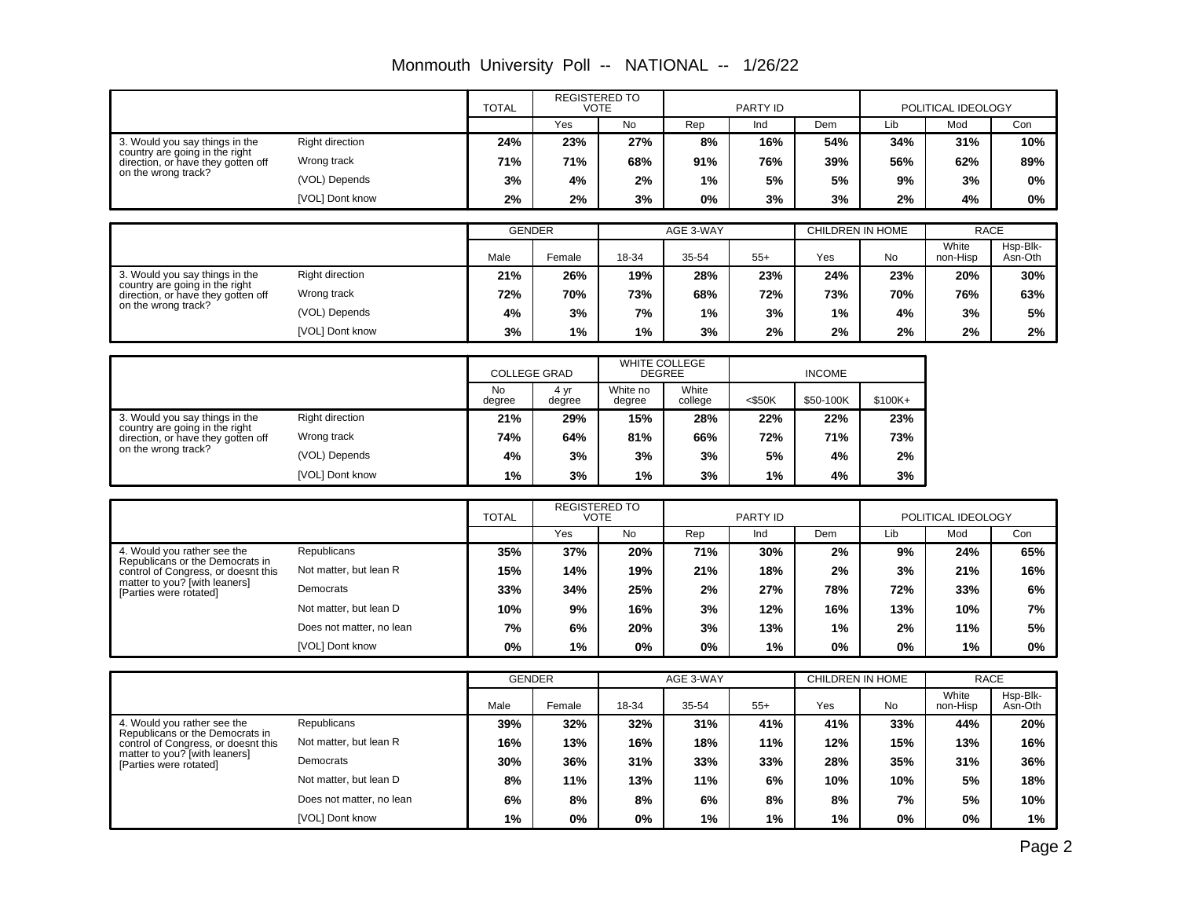# Monmouth University Poll -- NATIONAL -- 1/26/22

| | | TOTAL | REGISTERED TO VOTE | | PARTY ID | | | POLITICAL IDEOLOGY | | |
|---|---|---|---|---|---|---|---|---|---|---|
| | | | Yes | No | Rep | Ind | Dem | Lib | Mod | Con |
| 3. Would you say things in the country are going in the right direction, or have they gotten off on the wrong track? | Right direction | **24%** | **23%** | **27%** | **8%** | **16%** | **54%** | **34%** | **31%** | **10%** |
| | Wrong track | **71%** | **71%** | **68%** | **91%** | **76%** | **39%** | **56%** | **62%** | **89%** |
| | (VOL) Depends | **3%** | **4%** | **2%** | **1%** | **5%** | **5%** | **9%** | **3%** | **0%** |
| | [VOL] Dont know | **2%** | **2%** | **3%** | **0%** | **3%** | **3%** | **2%** | **4%** | **0%** |

| | | GENDER | | AGE 3-WAY | | | CHILDREN IN HOME | | RACE | |
|---|---|---|---|---|---|---|---|---|---|---|
| | | Male | Female | 18-34 | 35-54 | 55+ | Yes | No | White non-Hisp | Hsp-Blk-Asn-Oth |
| 3. Would you say things in the country are going in the right direction, or have they gotten off on the wrong track? | Right direction | **21%** | **26%** | **19%** | **28%** | **23%** | **24%** | **23%** | **20%** | **30%** |
| | Wrong track | **72%** | **70%** | **73%** | **68%** | **72%** | **73%** | **70%** | **76%** | **63%** |
| | (VOL) Depends | **4%** | **3%** | **7%** | **1%** | **3%** | **1%** | **4%** | **3%** | **5%** |
| | [VOL] Dont know | **3%** | **1%** | **1%** | **3%** | **2%** | **2%** | **2%** | **2%** | **2%** |

| | | COLLEGE GRAD | | WHITE COLLEGE DEGREE | | INCOME | | |
|---|---|---|---|---|---|---|---|---|
| | | No degree | 4 yr degree | White no degree | White college | <$50K | $50-100K | $100K+ |
| 3. Would you say things in the country are going in the right direction, or have they gotten off on the wrong track? | Right direction | **21%** | **29%** | **15%** | **28%** | **22%** | **22%** | **23%** |
| | Wrong track | **74%** | **64%** | **81%** | **66%** | **72%** | **71%** | **73%** |
| | (VOL) Depends | **4%** | **3%** | **3%** | **3%** | **5%** | **4%** | **2%** |
| | [VOL] Dont know | **1%** | **3%** | **1%** | **3%** | **1%** | **4%** | **3%** |

| | | TOTAL | REGISTERED TO VOTE | | PARTY ID | | | POLITICAL IDEOLOGY | | |
|---|---|---|---|---|---|---|---|---|---|---|
| | | | Yes | No | Rep | Ind | Dem | Lib | Mod | Con |
| 4. Would you rather see the Republicans or the Democrats in control of Congress, or doesnt this matter to you? [with leaners] [Parties were rotated] | Republicans | **35%** | **37%** | **20%** | **71%** | **30%** | **2%** | **9%** | **24%** | **65%** |
| | Not matter, but lean R | **15%** | **14%** | **19%** | **21%** | **18%** | **2%** | **3%** | **21%** | **16%** |
| | Democrats | **33%** | **34%** | **25%** | **2%** | **27%** | **78%** | **72%** | **33%** | **6%** |
| | Not matter, but lean D | **10%** | **9%** | **16%** | **3%** | **12%** | **16%** | **13%** | **10%** | **7%** |
| | Does not matter, no lean | **7%** | **6%** | **20%** | **3%** | **13%** | **1%** | **2%** | **11%** | **5%** |
| | [VOL] Dont know | **0%** | **1%** | **0%** | **0%** | **1%** | **0%** | **0%** | **1%** | **0%** |

| | | GENDER | | AGE 3-WAY | | | CHILDREN IN HOME | | RACE | |
|---|---|---|---|---|---|---|---|---|---|---|
| | | Male | Female | 18-34 | 35-54 | 55+ | Yes | No | White non-Hisp | Hsp-Blk-Asn-Oth |
| 4. Would you rather see the Republicans or the Democrats in control of Congress, or doesnt this matter to you? [with leaners] [Parties were rotated] | Republicans | **39%** | **32%** | **32%** | **31%** | **41%** | **41%** | **33%** | **44%** | **20%** |
| | Not matter, but lean R | **16%** | **13%** | **16%** | **18%** | **11%** | **12%** | **15%** | **13%** | **16%** |
| | Democrats | **30%** | **36%** | **31%** | **33%** | **33%** | **28%** | **35%** | **31%** | **36%** |
| | Not matter, but lean D | **8%** | **11%** | **13%** | **11%** | **6%** | **10%** | **10%** | **5%** | **18%** |
| | Does not matter, no lean | **6%** | **8%** | **8%** | **6%** | **8%** | **8%** | **7%** | **5%** | **10%** |
| | [VOL] Dont know | **1%** | **0%** | **0%** | **1%** | **1%** | **1%** | **0%** | **0%** | **1%** |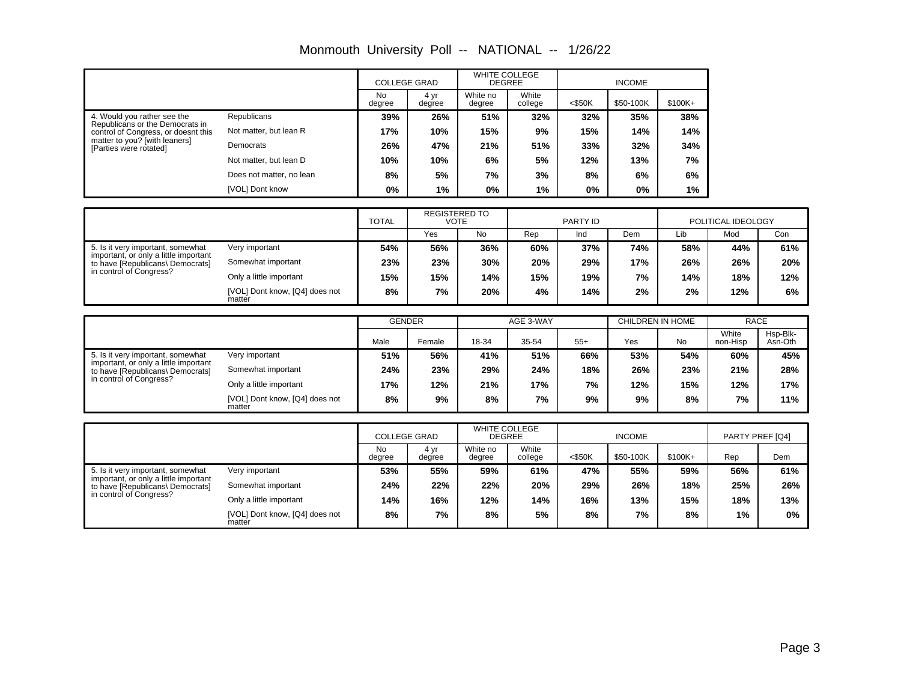# Monmouth University Poll -- NATIONAL -- 1/26/22

| | | COLLEGE GRAD | | WHITE COLLEGE DEGREE | | INCOME | | |
|---|---|---|---|---|---|---|---|---|
| | | No degree | 4 yr degree | White no degree | White college | <$50K | $50-100K | $100K+ |
| 4. Would you rather see the Republicans or the Democrats in control of Congress, or doesnt this matter to you? [with leaners] [Parties were rotated] | Republicans | 39% | 26% | 51% | 32% | 32% | 35% | 38% |
| | Not matter, but lean R | 17% | 10% | 15% | 9% | 15% | 14% | 14% |
| | Democrats | 26% | 47% | 21% | 51% | 33% | 32% | 34% |
| | Not matter, but lean D | 10% | 10% | 6% | 5% | 12% | 13% | 7% |
| | Does not matter, no lean | 8% | 5% | 7% | 3% | 8% | 6% | 6% |
| | [VOL] Dont know | 0% | 1% | 0% | 1% | 0% | 0% | 1% |

| | | TOTAL | REGISTERED TO VOTE | | PARTY ID | | | POLITICAL IDEOLOGY | | |
|---|---|---|---|---|---|---|---|---|---|---|
| | | | Yes | No | Rep | Ind | Dem | Lib | Mod | Con |
| 5. Is it very important, somewhat important, or only a little important to have [Republicans\ Democrats] in control of Congress? | Very important | 54% | 56% | 36% | 60% | 37% | 74% | 58% | 44% | 61% |
| | Somewhat important | 23% | 23% | 30% | 20% | 29% | 17% | 26% | 26% | 20% |
| | Only a little important | 15% | 15% | 14% | 15% | 19% | 7% | 14% | 18% | 12% |
| | [VOL] Dont know, [Q4] does not matter | 8% | 7% | 20% | 4% | 14% | 2% | 2% | 12% | 6% |

| | | GENDER | | AGE 3-WAY | | | CHILDREN IN HOME | | RACE | |
|---|---|---|---|---|---|---|---|---|---|---|
| | | Male | Female | 18-34 | 35-54 | 55+ | Yes | No | White non-Hisp | Hsp-Blk-Asn-Oth |
| 5. Is it very important, somewhat important, or only a little important to have [Republicans\ Democrats] in control of Congress? | Very important | 51% | 56% | 41% | 51% | 66% | 53% | 54% | 60% | 45% |
| | Somewhat important | 24% | 23% | 29% | 24% | 18% | 26% | 23% | 21% | 28% |
| | Only a little important | 17% | 12% | 21% | 17% | 7% | 12% | 15% | 12% | 17% |
| | [VOL] Dont know, [Q4] does not matter | 8% | 9% | 8% | 7% | 9% | 9% | 8% | 7% | 11% |

| | | COLLEGE GRAD | | WHITE COLLEGE DEGREE | | INCOME | | | PARTY PREF [Q4] | |
|---|---|---|---|---|---|---|---|---|---|---|
| | | No degree | 4 yr degree | White no degree | White college | <$50K | $50-100K | $100K+ | Rep | Dem |
| 5. Is it very important, somewhat important, or only a little important to have [Republicans\ Democrats] in control of Congress? | Very important | 53% | 55% | 59% | 61% | 47% | 55% | 59% | 56% | 61% |
| | Somewhat important | 24% | 22% | 22% | 20% | 29% | 26% | 18% | 25% | 26% |
| | Only a little important | 14% | 16% | 12% | 14% | 16% | 13% | 15% | 18% | 13% |
| | [VOL] Dont know, [Q4] does not matter | 8% | 7% | 8% | 5% | 8% | 7% | 8% | 1% | 0% |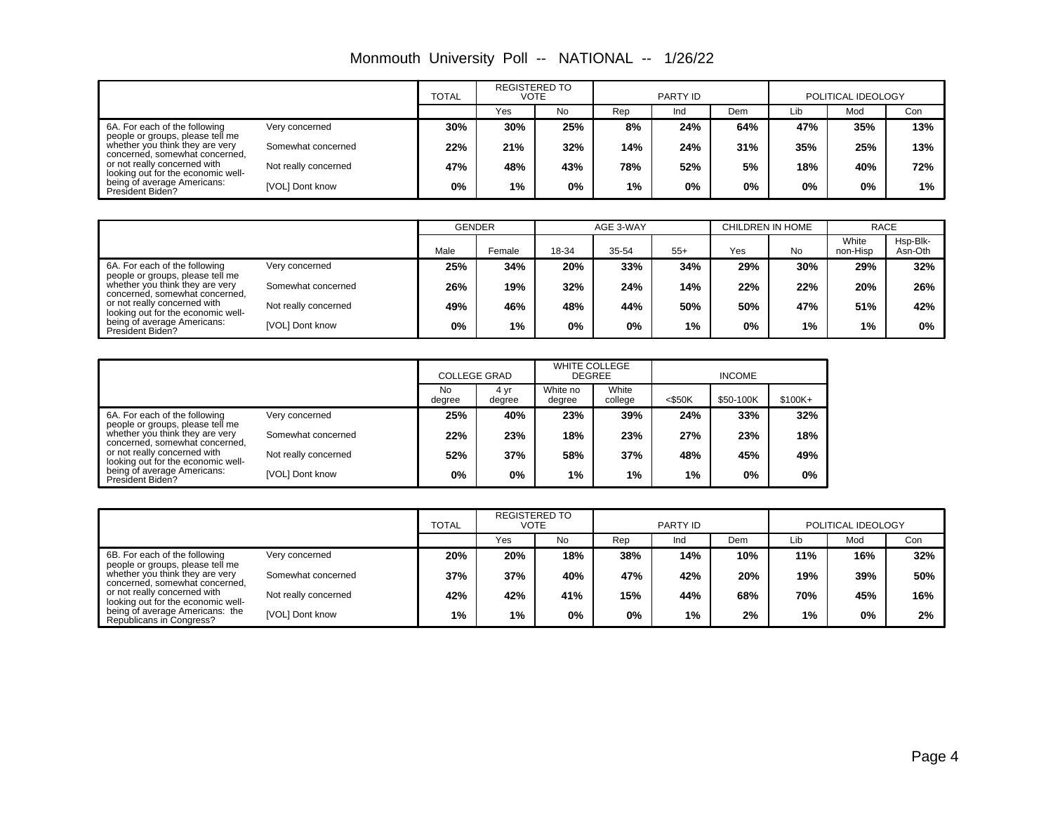# Monmouth University Poll -- NATIONAL -- 1/26/22

| | | TOTAL | REGISTERED TO VOTE | | PARTY ID | | | POLITICAL IDEOLOGY | | |
|---|---|---|---|---|---|---|---|---|---|---|
| | | | Yes | No | Rep | Ind | Dem | Lib | Mod | Con |
| 6A. For each of the following people or groups, please tell me whether you think they are very concerned, somewhat concerned, or not really concerned with looking out for the economic well-being of average Americans: President Biden? | Very concerned | 30% | 30% | 25% | 8% | 24% | 64% | 47% | 35% | 13% |
| | Somewhat concerned | 22% | 21% | 32% | 14% | 24% | 31% | 35% | 25% | 13% |
| | Not really concerned | 47% | 48% | 43% | 78% | 52% | 5% | 18% | 40% | 72% |
| | [VOL] Dont know | 0% | 1% | 0% | 1% | 0% | 0% | 0% | 0% | 1% |

| | | GENDER | | AGE 3-WAY | | | CHILDREN IN HOME | | RACE | |
|---|---|---|---|---|---|---|---|---|---|---|
| | | Male | Female | 18-34 | 35-54 | 55+ | Yes | No | White non-Hisp | Hsp-Blk-Asn-Oth |
| 6A. For each of the following people or groups, please tell me whether you think they are very concerned, somewhat concerned, or not really concerned with looking out for the economic well-being of average Americans: President Biden? | Very concerned | 25% | 34% | 20% | 33% | 34% | 29% | 30% | 29% | 32% |
| | Somewhat concerned | 26% | 19% | 32% | 24% | 14% | 22% | 22% | 20% | 26% |
| | Not really concerned | 49% | 46% | 48% | 44% | 50% | 50% | 47% | 51% | 42% |
| | [VOL] Dont know | 0% | 1% | 0% | 0% | 1% | 0% | 1% | 1% | 0% |

| | | COLLEGE GRAD | | WHITE COLLEGE DEGREE | | INCOME | | |
|---|---|---|---|---|---|---|---|---|
| | | No degree | 4 yr degree | White no degree | White college | <$50K | $50-100K | $100K+ |
| 6A. For each of the following people or groups, please tell me whether you think they are very concerned, somewhat concerned, or not really concerned with looking out for the economic well-being of average Americans: President Biden? | Very concerned | 25% | 40% | 23% | 39% | 24% | 33% | 32% |
| | Somewhat concerned | 22% | 23% | 18% | 23% | 27% | 23% | 18% |
| | Not really concerned | 52% | 37% | 58% | 37% | 48% | 45% | 49% |
| | [VOL] Dont know | 0% | 0% | 1% | 1% | 1% | 0% | 0% |

| | | TOTAL | REGISTERED TO VOTE | | PARTY ID | | | POLITICAL IDEOLOGY | | |
|---|---|---|---|---|---|---|---|---|---|---|
| | | | Yes | No | Rep | Ind | Dem | Lib | Mod | Con |
| 6B. For each of the following people or groups, please tell me whether you think they are very concerned, somewhat concerned, or not really concerned with looking out for the economic well-being of average Americans: the Republicans in Congress? | Very concerned | 20% | 20% | 18% | 38% | 14% | 10% | 11% | 16% | 32% |
| | Somewhat concerned | 37% | 37% | 40% | 47% | 42% | 20% | 19% | 39% | 50% |
| | Not really concerned | 42% | 42% | 41% | 15% | 44% | 68% | 70% | 45% | 16% |
| | [VOL] Dont know | 1% | 1% | 0% | 0% | 1% | 2% | 1% | 0% | 2% |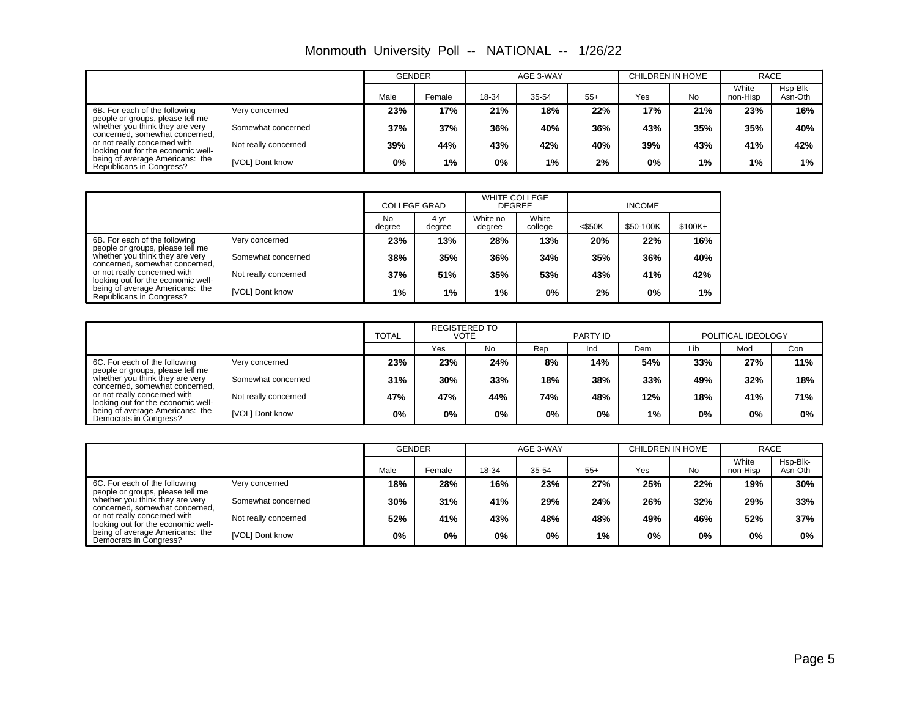# Monmouth University Poll -- NATIONAL -- 1/26/22

| | | GENDER | | AGE 3-WAY | | | CHILDREN IN HOME | | RACE | |
|---|---|---|---|---|---|---|---|---|---|---|
| | | Male | Female | 18-34 | 35-54 | 55+ | Yes | No | White non-Hisp | Hsp-Blk-Asn-Oth |
| 6B. For each of the following people or groups, please tell me whether you think they are very concerned, somewhat concerned, or not really concerned with looking out for the economic well-being of average Americans: the Republicans in Congress? | Very concerned | 23% | 17% | 21% | 18% | 22% | 17% | 21% | 23% | 16% |
| | Somewhat concerned | 37% | 37% | 36% | 40% | 36% | 43% | 35% | 35% | 40% |
| | Not really concerned | 39% | 44% | 43% | 42% | 40% | 39% | 43% | 41% | 42% |
| | [VOL] Dont know | 0% | 1% | 0% | 1% | 2% | 0% | 1% | 1% | 1% |

| | | COLLEGE GRAD | | WHITE COLLEGE DEGREE | | INCOME | | |
|---|---|---|---|---|---|---|---|---|
| | | No degree | 4 yr degree | White no degree | White college | <$50K | $50-100K | $100K+ |
| 6B. For each of the following people or groups, please tell me whether you think they are very concerned, somewhat concerned, or not really concerned with looking out for the economic well-being of average Americans: the Republicans in Congress? | Very concerned | 23% | 13% | 28% | 13% | 20% | 22% | 16% |
| | Somewhat concerned | 38% | 35% | 36% | 34% | 35% | 36% | 40% |
| | Not really concerned | 37% | 51% | 35% | 53% | 43% | 41% | 42% |
| | [VOL] Dont know | 1% | 1% | 1% | 0% | 2% | 0% | 1% |

| | | TOTAL | REGISTERED TO VOTE | | PARTY ID | | | POLITICAL IDEOLOGY | | |
|---|---|---|---|---|---|---|---|---|---|---|
| | | | Yes | No | Rep | Ind | Dem | Lib | Mod | Con |
| 6C. For each of the following people or groups, please tell me whether you think they are very concerned, somewhat concerned, or not really concerned with looking out for the economic well-being of average Americans: the Democrats in Congress? | Very concerned | 23% | 23% | 24% | 8% | 14% | 54% | 33% | 27% | 11% |
| | Somewhat concerned | 31% | 30% | 33% | 18% | 38% | 33% | 49% | 32% | 18% |
| | Not really concerned | 47% | 47% | 44% | 74% | 48% | 12% | 18% | 41% | 71% |
| | [VOL] Dont know | 0% | 0% | 0% | 0% | 0% | 1% | 0% | 0% | 0% |

| | | GENDER | | AGE 3-WAY | | | CHILDREN IN HOME | | RACE | |
|---|---|---|---|---|---|---|---|---|---|---|
| | | Male | Female | 18-34 | 35-54 | 55+ | Yes | No | White non-Hisp | Hsp-Blk-Asn-Oth |
| 6C. For each of the following people or groups, please tell me whether you think they are very concerned, somewhat concerned, or not really concerned with looking out for the economic well-being of average Americans: the Democrats in Congress? | Very concerned | 18% | 28% | 16% | 23% | 27% | 25% | 22% | 19% | 30% |
| | Somewhat concerned | 30% | 31% | 41% | 29% | 24% | 26% | 32% | 29% | 33% |
| | Not really concerned | 52% | 41% | 43% | 48% | 48% | 49% | 46% | 52% | 37% |
| | [VOL] Dont know | 0% | 0% | 0% | 0% | 1% | 0% | 0% | 0% | 0% |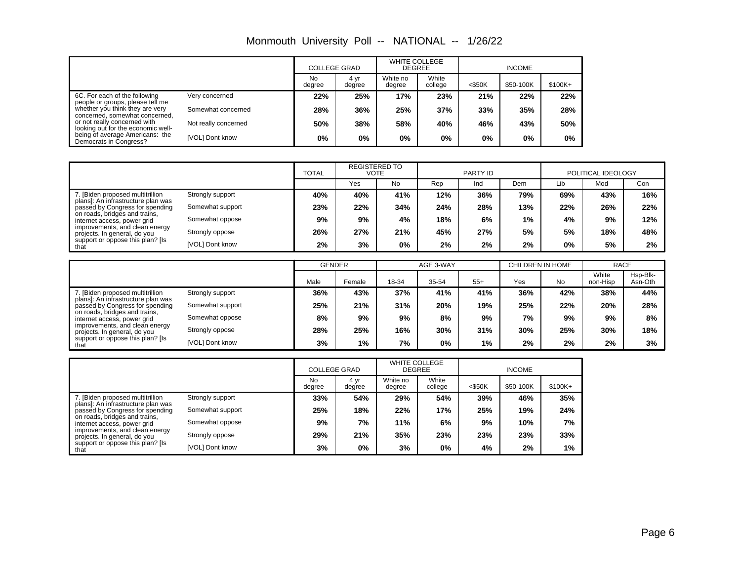# Monmouth University Poll -- NATIONAL -- 1/26/22

| | | COLLEGE GRAD | | WHITE COLLEGE DEGREE | | INCOME | | |
|---|---|---|---|---|---|---|---|---|
| | | No degree | 4 yr degree | White no degree | White college | <$50K | $50-100K | $100K+ |
| 6C. For each of the following people or groups, please tell me whether you think they are very concerned, somewhat concerned, or not really concerned with looking out for the economic well-being of average Americans: the Democrats in Congress? | Very concerned | 22% | 25% | 17% | 23% | 21% | 22% | 22% |
| | Somewhat concerned | 28% | 36% | 25% | 37% | 33% | 35% | 28% |
| | Not really concerned | 50% | 38% | 58% | 40% | 46% | 43% | 50% |
| | [VOL] Dont know | 0% | 0% | 0% | 0% | 0% | 0% | 0% |

| | | TOTAL | REGISTERED TO VOTE | | PARTY ID | | | POLITICAL IDEOLOGY | | |
|---|---|---|---|---|---|---|---|---|---|---|
| | | | Yes | No | Rep | Ind | Dem | Lib | Mod | Con |
| 7. [Biden proposed multitrillion plans]: An infrastructure plan was passed by Congress for spending on roads, bridges and trains, internet access, power grid improvements, and clean energy projects. In general, do you support or oppose this plan? [Is that | Strongly support | 40% | 40% | 41% | 12% | 36% | 79% | 69% | 43% | 16% |
| | Somewhat support | 23% | 22% | 34% | 24% | 28% | 13% | 22% | 26% | 22% |
| | Somewhat oppose | 9% | 9% | 4% | 18% | 6% | 1% | 4% | 9% | 12% |
| | Strongly oppose | 26% | 27% | 21% | 45% | 27% | 5% | 5% | 18% | 48% |
| | [VOL] Dont know | 2% | 3% | 0% | 2% | 2% | 2% | 0% | 5% | 2% |

| | | GENDER | | AGE 3-WAY | | | CHILDREN IN HOME | | RACE | |
|---|---|---|---|---|---|---|---|---|---|---|
| | | Male | Female | 18-34 | 35-54 | 55+ | Yes | No | White non-Hisp | Hsp-Blk-Asn-Oth |
| 7. [Biden proposed multitrillion plans]: An infrastructure plan was passed by Congress for spending on roads, bridges and trains, internet access, power grid improvements, and clean energy projects. In general, do you support or oppose this plan? [Is that | Strongly support | 36% | 43% | 37% | 41% | 41% | 36% | 42% | 38% | 44% |
| | Somewhat support | 25% | 21% | 31% | 20% | 19% | 25% | 22% | 20% | 28% |
| | Somewhat oppose | 8% | 9% | 9% | 8% | 9% | 7% | 9% | 9% | 8% |
| | Strongly oppose | 28% | 25% | 16% | 30% | 31% | 30% | 25% | 30% | 18% |
| | [VOL] Dont know | 3% | 1% | 7% | 0% | 1% | 2% | 2% | 2% | 3% |

| | | COLLEGE GRAD | | WHITE COLLEGE DEGREE | | INCOME | | |
|---|---|---|---|---|---|---|---|---|
| | | No degree | 4 yr degree | White no degree | White college | <$50K | $50-100K | $100K+ |
| 7. [Biden proposed multitrillion plans]: An infrastructure plan was passed by Congress for spending on roads, bridges and trains, internet access, power grid improvements, and clean energy projects. In general, do you support or oppose this plan? [Is that | Strongly support | 33% | 54% | 29% | 54% | 39% | 46% | 35% |
| | Somewhat support | 25% | 18% | 22% | 17% | 25% | 19% | 24% |
| | Somewhat oppose | 9% | 7% | 11% | 6% | 9% | 10% | 7% |
| | Strongly oppose | 29% | 21% | 35% | 23% | 23% | 23% | 33% |
| | [VOL] Dont know | 3% | 0% | 3% | 0% | 4% | 2% | 1% |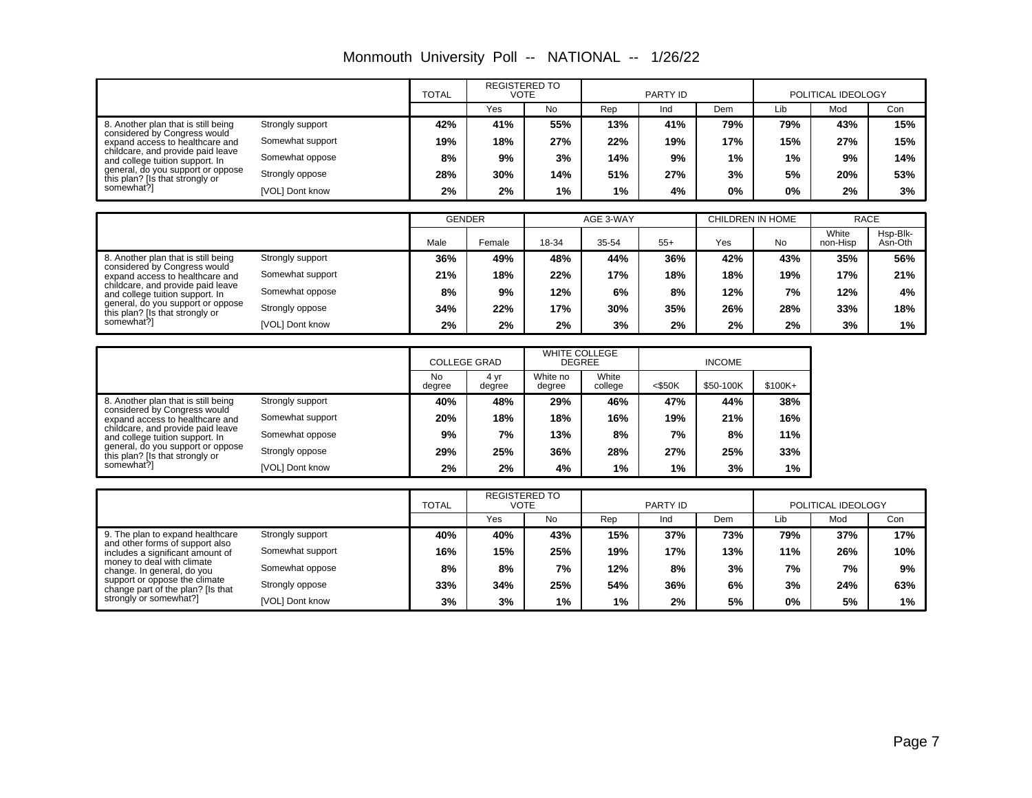# Monmouth University Poll -- NATIONAL -- 1/26/22

| | | TOTAL | REGISTERED TO VOTE | | PARTY ID | | | POLITICAL IDEOLOGY | | |
|---|---|---|---|---|---|---|---|---|---|---|
| | | | Yes | No | Rep | Ind | Dem | Lib | Mod | Con |
| 8. Another plan that is still being considered by Congress would expand access to healthcare and childcare, and provide paid leave and college tuition support. In general, do you support or oppose this plan? [Is that strongly or somewhat?] | Strongly support | 42% | 41% | 55% | 13% | 41% | 79% | 79% | 43% | 15% |
| | Somewhat support | 19% | 18% | 27% | 22% | 19% | 17% | 15% | 27% | 15% |
| | Somewhat oppose | 8% | 9% | 3% | 14% | 9% | 1% | 1% | 9% | 14% |
| | Strongly oppose | 28% | 30% | 14% | 51% | 27% | 3% | 5% | 20% | 53% |
| | [VOL] Dont know | 2% | 2% | 1% | 1% | 4% | 0% | 0% | 2% | 3% |

| | | GENDER | | AGE 3-WAY | | | CHILDREN IN HOME | | RACE | |
|---|---|---|---|---|---|---|---|---|---|---|
| | | Male | Female | 18-34 | 35-54 | 55+ | Yes | No | White non-Hisp | Hsp-Blk-Asn-Oth |
| 8. Another plan that is still being considered by Congress would expand access to healthcare and childcare, and provide paid leave and college tuition support. In general, do you support or oppose this plan? [Is that strongly or somewhat?] | Strongly support | 36% | 49% | 48% | 44% | 36% | 42% | 43% | 35% | 56% |
| | Somewhat support | 21% | 18% | 22% | 17% | 18% | 18% | 19% | 17% | 21% |
| | Somewhat oppose | 8% | 9% | 12% | 6% | 8% | 12% | 7% | 12% | 4% |
| | Strongly oppose | 34% | 22% | 17% | 30% | 35% | 26% | 28% | 33% | 18% |
| | [VOL] Dont know | 2% | 2% | 2% | 3% | 2% | 2% | 2% | 3% | 1% |

| | | COLLEGE GRAD | | WHITE COLLEGE DEGREE | | INCOME | | |
|---|---|---|---|---|---|---|---|---|
| | | No degree | 4 yr degree | White no degree | White college | <$50K | $50-100K | $100K+ |
| 8. Another plan that is still being considered by Congress would expand access to healthcare and childcare, and provide paid leave and college tuition support. In general, do you support or oppose this plan? [Is that strongly or somewhat?] | Strongly support | 40% | 48% | 29% | 46% | 47% | 44% | 38% |
| | Somewhat support | 20% | 18% | 18% | 16% | 19% | 21% | 16% |
| | Somewhat oppose | 9% | 7% | 13% | 8% | 7% | 8% | 11% |
| | Strongly oppose | 29% | 25% | 36% | 28% | 27% | 25% | 33% |
| | [VOL] Dont know | 2% | 2% | 4% | 1% | 1% | 3% | 1% |

| | | TOTAL | REGISTERED TO VOTE | | PARTY ID | | | POLITICAL IDEOLOGY | | |
|---|---|---|---|---|---|---|---|---|---|---|
| | | | Yes | No | Rep | Ind | Dem | Lib | Mod | Con |
| 9. The plan to expand healthcare and other forms of support also includes a significant amount of money to deal with climate change. In general, do you support or oppose the climate change part of the plan? [Is that strongly or somewhat?] | Strongly support | 40% | 40% | 43% | 15% | 37% | 73% | 79% | 37% | 17% |
| | Somewhat support | 16% | 15% | 25% | 19% | 17% | 13% | 11% | 26% | 10% |
| | Somewhat oppose | 8% | 8% | 7% | 12% | 8% | 3% | 7% | 7% | 9% |
| | Strongly oppose | 33% | 34% | 25% | 54% | 36% | 6% | 3% | 24% | 63% |
| | [VOL] Dont know | 3% | 3% | 1% | 1% | 2% | 5% | 0% | 5% | 1% |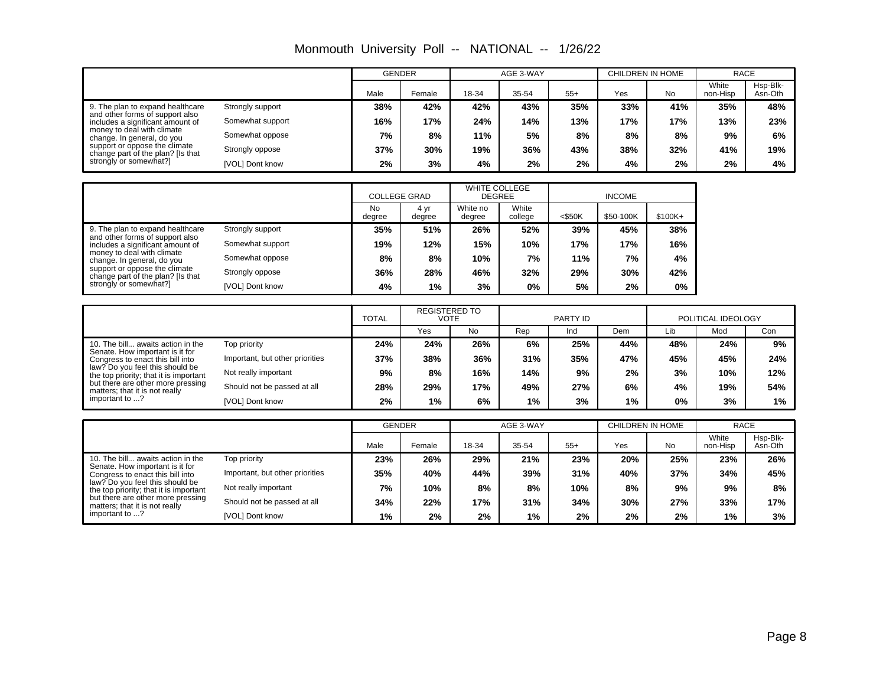# Monmouth University Poll -- NATIONAL -- 1/26/22

| | | GENDER | | AGE 3-WAY | | | CHILDREN IN HOME | | RACE | |
|---|---|---|---|---|---|---|---|---|---|---|
| | | Male | Female | 18-34 | 35-54 | 55+ | Yes | No | White non-Hisp | Hsp-Blk-Asn-Oth |
| 9. The plan to expand healthcare and other forms of support also includes a significant amount of money to deal with climate change. In general, do you support or oppose the climate change part of the plan? [Is that strongly or somewhat?] | Strongly support | 38% | 42% | 42% | 43% | 35% | 33% | 41% | 35% | 48% |
| | Somewhat support | 16% | 17% | 24% | 14% | 13% | 17% | 17% | 13% | 23% |
| | Somewhat oppose | 7% | 8% | 11% | 5% | 8% | 8% | 8% | 9% | 6% |
| | Strongly oppose | 37% | 30% | 19% | 36% | 43% | 38% | 32% | 41% | 19% |
| | [VOL] Dont know | 2% | 3% | 4% | 2% | 2% | 4% | 2% | 2% | 4% |

| | | COLLEGE GRAD | | WHITE COLLEGE DEGREE | | INCOME | | |
|---|---|---|---|---|---|---|---|---|
| | | No degree | 4 yr degree | White no degree | White college | <$50K | $50-100K | $100K+ |
| 9. The plan to expand healthcare and other forms of support also includes a significant amount of money to deal with climate change. In general, do you support or oppose the climate change part of the plan? [Is that strongly or somewhat?] | Strongly support | 35% | 51% | 26% | 52% | 39% | 45% | 38% |
| | Somewhat support | 19% | 12% | 15% | 10% | 17% | 17% | 16% |
| | Somewhat oppose | 8% | 8% | 10% | 7% | 11% | 7% | 4% |
| | Strongly oppose | 36% | 28% | 46% | 32% | 29% | 30% | 42% |
| | [VOL] Dont know | 4% | 1% | 3% | 0% | 5% | 2% | 0% |

| | | TOTAL | REGISTERED TO VOTE | | PARTY ID | | | POLITICAL IDEOLOGY | | |
|---|---|---|---|---|---|---|---|---|---|---|
| | | | Yes | No | Rep | Ind | Dem | Lib | Mod | Con |
| 10. The bill... awaits action in the Senate. How important is it for Congress to enact this bill into law? Do you feel this should be the top priority; that it is important but there are other more pressing matters; that it is not really important to ...? | Top priority | 24% | 24% | 26% | 6% | 25% | 44% | 48% | 24% | 9% |
| | Important, but other priorities | 37% | 38% | 36% | 31% | 35% | 47% | 45% | 45% | 24% |
| | Not really important | 9% | 8% | 16% | 14% | 9% | 2% | 3% | 10% | 12% |
| | Should not be passed at all | 28% | 29% | 17% | 49% | 27% | 6% | 4% | 19% | 54% |
| | [VOL] Dont know | 2% | 1% | 6% | 1% | 3% | 1% | 0% | 3% | 1% |

| | | GENDER | | AGE 3-WAY | | | CHILDREN IN HOME | | RACE | |
|---|---|---|---|---|---|---|---|---|---|---|
| | | Male | Female | 18-34 | 35-54 | 55+ | Yes | No | White non-Hisp | Hsp-Blk-Asn-Oth |
| 10. The bill... awaits action in the Senate. How important is it for Congress to enact this bill into law? Do you feel this should be the top priority; that it is important but there are other more pressing matters; that it is not really important to ...? | Top priority | 23% | 26% | 29% | 21% | 23% | 20% | 25% | 23% | 26% |
| | Important, but other priorities | 35% | 40% | 44% | 39% | 31% | 40% | 37% | 34% | 45% |
| | Not really important | 7% | 10% | 8% | 8% | 10% | 8% | 9% | 9% | 8% |
| | Should not be passed at all | 34% | 22% | 17% | 31% | 34% | 30% | 27% | 33% | 17% |
| | [VOL] Dont know | 1% | 2% | 2% | 1% | 2% | 2% | 2% | 1% | 3% |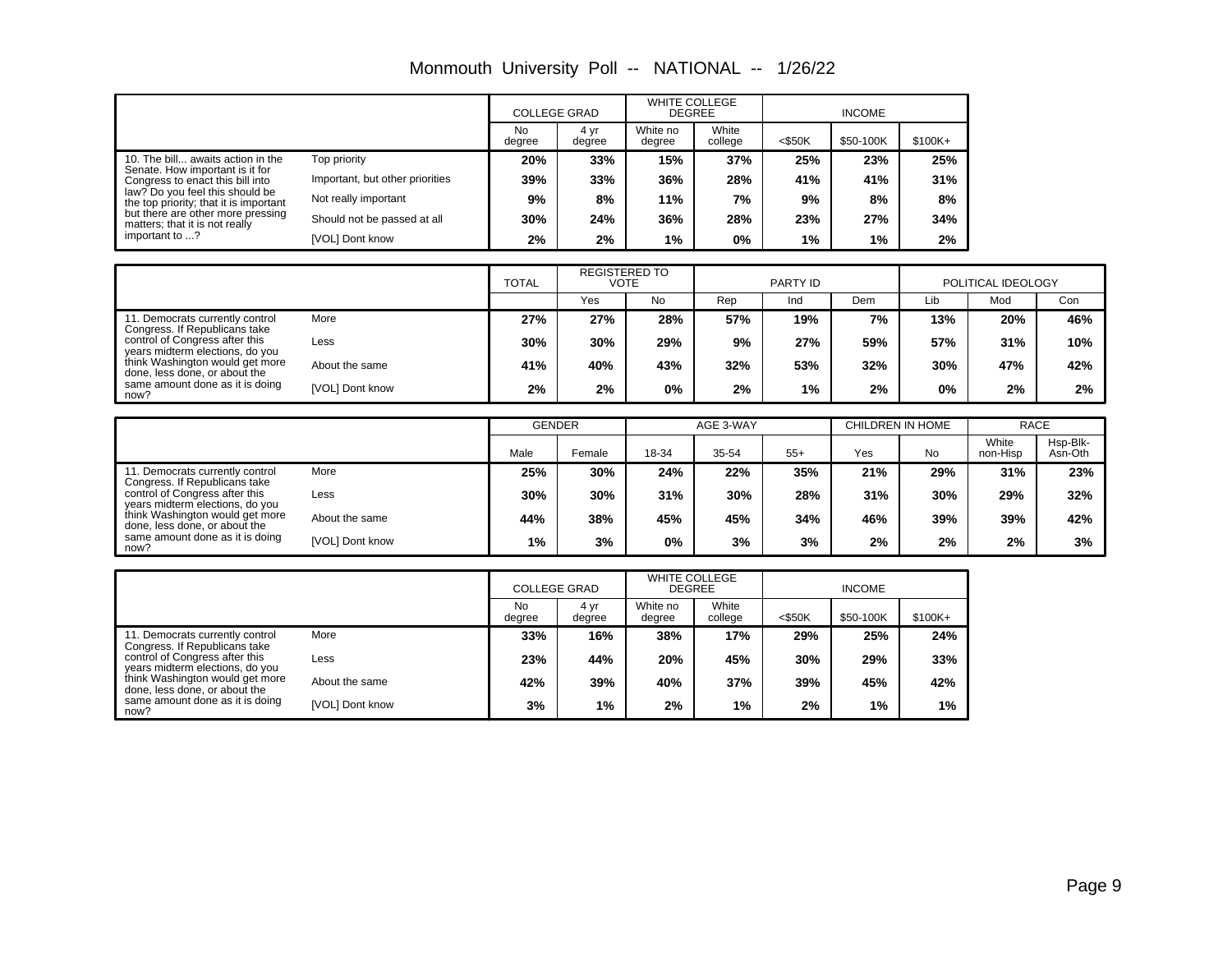Monmouth University Poll -- NATIONAL -- 1/26/22

| | | COLLEGE GRAD | | WHITE COLLEGE DEGREE | | INCOME | | |
|---|---|---|---|---|---|---|---|---|
| | | No degree | 4 yr degree | White no degree | White college | <$50K | $50-100K | $100K+ |
| 10. The bill... awaits action in the Senate. How important is it for Congress to enact this bill into law? Do you feel this should be the top priority; that it is important but there are other more pressing matters; that it is not really important to ...? | Top priority | **20%** | **33%** | **15%** | **37%** | **25%** | **23%** | **25%** |
| | Important, but other priorities | **39%** | **33%** | **36%** | **28%** | **41%** | **41%** | **31%** |
| | Not really important | **9%** | **8%** | **11%** | **7%** | **9%** | **8%** | **8%** |
| | Should not be passed at all | **30%** | **24%** | **36%** | **28%** | **23%** | **27%** | **34%** |
| | [VOL] Dont know | **2%** | **2%** | **1%** | **0%** | **1%** | **1%** | **2%** |

| | | TOTAL | REGISTERED TO VOTE | | PARTY ID | | | POLITICAL IDEOLOGY | | |
|---|---|---|---|---|---|---|---|---|---|---|
| | | | Yes | No | Rep | Ind | Dem | Lib | Mod | Con |
| 11. Democrats currently control Congress. If Republicans take control of Congress after this years midterm elections, do you think Washington would get more done, less done, or about the same amount done as it is doing now? | More | **27%** | **27%** | **28%** | **57%** | **19%** | **7%** | **13%** | **20%** | **46%** |
| | Less | **30%** | **30%** | **29%** | **9%** | **27%** | **59%** | **57%** | **31%** | **10%** |
| | About the same | **41%** | **40%** | **43%** | **32%** | **53%** | **32%** | **30%** | **47%** | **42%** |
| | [VOL] Dont know | **2%** | **2%** | **0%** | **2%** | **1%** | **2%** | **0%** | **2%** | **2%** |

| | | GENDER | | AGE 3-WAY | | | CHILDREN IN HOME | | RACE | |
|---|---|---|---|---|---|---|---|---|---|---|
| | | Male | Female | 18-34 | 35-54 | 55+ | Yes | No | White non-Hisp | Hsp-Blk-Asn-Oth |
| 11. Democrats currently control Congress. If Republicans take control of Congress after this years midterm elections, do you think Washington would get more done, less done, or about the same amount done as it is doing now? | More | **25%** | **30%** | **24%** | **22%** | **35%** | **21%** | **29%** | **31%** | **23%** |
| | Less | **30%** | **30%** | **31%** | **30%** | **28%** | **31%** | **30%** | **29%** | **32%** |
| | About the same | **44%** | **38%** | **45%** | **45%** | **34%** | **46%** | **39%** | **39%** | **42%** |
| | [VOL] Dont know | **1%** | **3%** | **0%** | **3%** | **3%** | **2%** | **2%** | **2%** | **3%** |

| | | COLLEGE GRAD | | WHITE COLLEGE DEGREE | | INCOME | | |
|---|---|---|---|---|---|---|---|---|
| | | No degree | 4 yr degree | White no degree | White college | <$50K | $50-100K | $100K+ |
| 11. Democrats currently control Congress. If Republicans take control of Congress after this years midterm elections, do you think Washington would get more done, less done, or about the same amount done as it is doing now? | More | **33%** | **16%** | **38%** | **17%** | **29%** | **25%** | **24%** |
| | Less | **23%** | **44%** | **20%** | **45%** | **30%** | **29%** | **33%** |
| | About the same | **42%** | **39%** | **40%** | **37%** | **39%** | **45%** | **42%** |
| | [VOL] Dont know | **3%** | **1%** | **2%** | **1%** | **2%** | **1%** | **1%** |